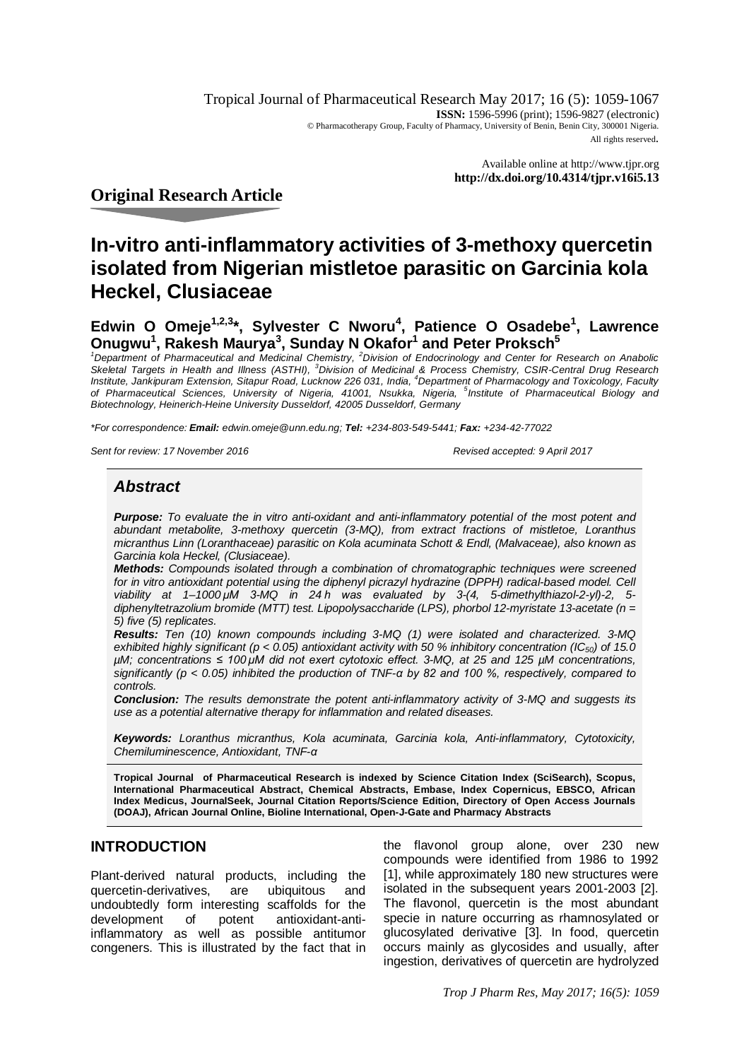Tropical Journal of Pharmaceutical Research May 2017; 16 (5): 1059-1067
**ISSN:** 1596-5996 (print); 1596-9827 (electronic)
© Pharmacotherapy Group, Faculty of Pharmacy, University of Benin, Benin City, 300001 Nigeria.
All rights reserved.

Available online at http://www.tjpr.org
**http://dx.doi.org/10.4314/tjpr.v16i5.13**

**Original Research Article**

# In-vitro anti-inflammatory activities of 3-methoxy quercetin isolated from Nigerian mistletoe parasitic on Garcinia kola Heckel, Clusiaceae

**Edwin O Omeje[1,2,3]*, Sylvester C Nworu[4], Patience O Osadebe[1], Lawrence Onugwu[1], Rakesh Maurya[3], Sunday N Okafor[1] and Peter Proksch[5]**

*[1]Department of Pharmaceutical and Medicinal Chemistry, [2]Division of Endocrinology and Center for Research on Anabolic Skeletal Targets in Health and Illness (ASTHI), [3]Division of Medicinal & Process Chemistry, CSIR-Central Drug Research Institute, Jankipuram Extension, Sitapur Road, Lucknow 226 031, India, [4]Department of Pharmacology and Toxicology, Faculty of Pharmaceutical Sciences, University of Nigeria, 41001, Nsukka, Nigeria, [5]Institute of Pharmaceutical Biology and Biotechnology, Heinerich-Heine University Dusseldorf, 42005 Dusseldorf, Germany*

*\*For correspondence: **Email:** edwin.omeje@unn.edu.ng; **Tel:** +234-803-549-5441; **Fax:** +234-42-77022*

*Sent for review: 17 November 2016* *Revised accepted: 9 April 2017*

## *Abstract*

***Purpose:*** *To evaluate the in vitro anti-oxidant and anti-inflammatory potential of the most potent and abundant metabolite, 3-methoxy quercetin (3-MQ), from extract fractions of mistletoe, Loranthus micranthus Linn (Loranthaceae) parasitic on Kola acuminata Schott & Endl, (Malvaceae), also known as Garcinia kola Heckel, (Clusiaceae).*

***Methods:*** *Compounds isolated through a combination of chromatographic techniques were screened for in vitro antioxidant potential using the diphenyl picrazyl hydrazine (DPPH) radical-based model. Cell viability at 1–1000 µM 3-MQ in 24 h was evaluated by 3-(4, 5-dimethylthiazol-2-yl)-2, 5-diphenyltetrazolium bromide (MTT) test. Lipopolysaccharide (LPS), phorbol 12-myristate 13-acetate (n = 5) five (5) replicates.*

***Results:*** *Ten (10) known compounds including 3-MQ (1) were isolated and characterized. 3-MQ exhibited highly significant ($p < 0.05$) antioxidant activity with 50 % inhibitory concentration ($IC_{50}$) of 15.0 µM; concentrations ≤ 100 µM did not exert cytotoxic effect. 3-MQ, at 25 and 125 µM concentrations, significantly ($p < 0.05$) inhibited the production of TNF-α by 82 and 100 %, respectively, compared to controls.*

***Conclusion:*** *The results demonstrate the potent anti-inflammatory activity of 3-MQ and suggests its use as a potential alternative therapy for inflammation and related diseases.*

***Keywords:*** *Loranthus micranthus, Kola acuminata, Garcinia kola, Anti-inflammatory, Cytotoxicity, Chemiluminescence, Antioxidant, TNF-α*

**Tropical Journal of Pharmaceutical Research is indexed by Science Citation Index (SciSearch), Scopus, International Pharmaceutical Abstract, Chemical Abstracts, Embase, Index Copernicus, EBSCO, African Index Medicus, JournalSeek, Journal Citation Reports/Science Edition, Directory of Open Access Journals (DOAJ), African Journal Online, Bioline International, Open-J-Gate and Pharmacy Abstracts**

## INTRODUCTION

Plant-derived natural products, including the quercetin-derivatives, are ubiquitous and undoubtedly form interesting scaffolds for the development of potent antioxidant-anti-inflammatory as well as possible antitumor congeners. This is illustrated by the fact that in the flavonol group alone, over 230 new compounds were identified from 1986 to 1992 [1], while approximately 180 new structures were isolated in the subsequent years 2001-2003 [2]. The flavonol, quercetin is the most abundant specie in nature occurring as rhamnosylated or glucosylated derivative [3]. In food, quercetin occurs mainly as glycosides and usually, after ingestion, derivatives of quercetin are hydrolyzed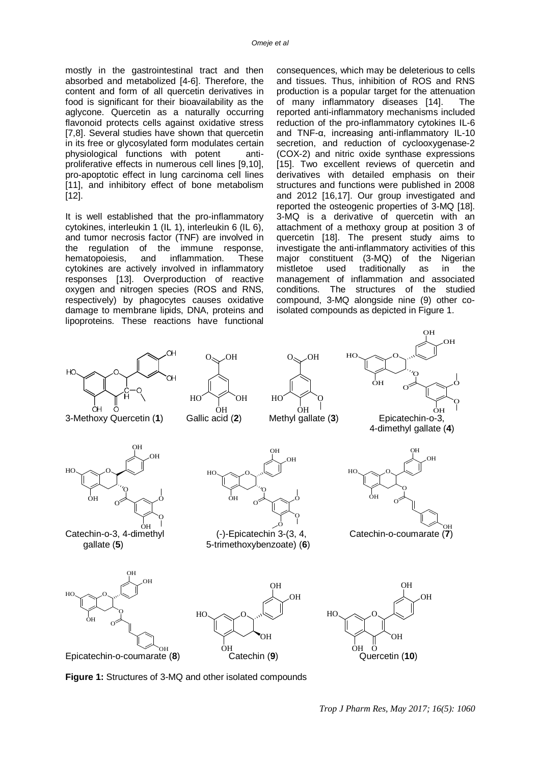mostly in the gastrointestinal tract and then absorbed and metabolized [4-6]. Therefore, the content and form of all quercetin derivatives in food is significant for their bioavailability as the aglycone. Quercetin as a naturally occurring flavonoid protects cells against oxidative stress [7,8]. Several studies have shown that quercetin in its free or glycosylated form modulates certain physiological functions with potent anti-proliferative effects in numerous cell lines [9,10], pro-apoptotic effect in lung carcinoma cell lines [11], and inhibitory effect of bone metabolism [12].

It is well established that the pro-inflammatory cytokines, interleukin 1 (IL 1), interleukin 6 (IL 6), and tumor necrosis factor (TNF) are involved in the regulation of the immune response, hematopoiesis, and inflammation. These cytokines are actively involved in inflammatory responses [13]. Overproduction of reactive oxygen and nitrogen species (ROS and RNS, respectively) by phagocytes causes oxidative damage to membrane lipids, DNA, proteins and lipoproteins. These reactions have functional consequences, which may be deleterious to cells and tissues. Thus, inhibition of ROS and RNS production is a popular target for the attenuation of many inflammatory diseases [14]. The reported anti-inflammatory mechanisms included reduction of the pro-inflammatory cytokines IL-6 and TNF-α, increasing anti-inflammatory IL-10 secretion, and reduction of cyclooxygenase-2 (COX-2) and nitric oxide synthase expressions [15]. Two excellent reviews of quercetin and derivatives with detailed emphasis on their structures and functions were published in 2008 and 2012 [16,17]. Our group investigated and reported the osteogenic properties of 3-MQ [18]. 3-MQ is a derivative of quercetin with an attachment of a methoxy group at position 3 of quercetin [18]. The present study aims to investigate the anti-inflammatory activities of this major constituent (3-MQ) of the Nigerian mistletoe used traditionally as in the management of inflammation and associated conditions. The structures of the studied compound, 3-MQ alongside nine (9) other co-isolated compounds as depicted in Figure 1.

3-Methoxy Quercetin (**1**) | Gallic acid (**2**) | Methyl gallate (**3**) | Epicatechin-o-3, 4-dimethyl gallate (**4**) | Catechin-o-3, 4-dimethyl gallate (**5**) | (-)-Epicatechin 3-(3, 4, 5-trimethoxybenzoate) (**6**) | Catechin-o-coumarate (**7**) | Epicatechin-o-coumarate (**8**) | Catechin (**9**) | Quercetin (**10**)

**Figure 1:** Structures of 3-MQ and other isolated compounds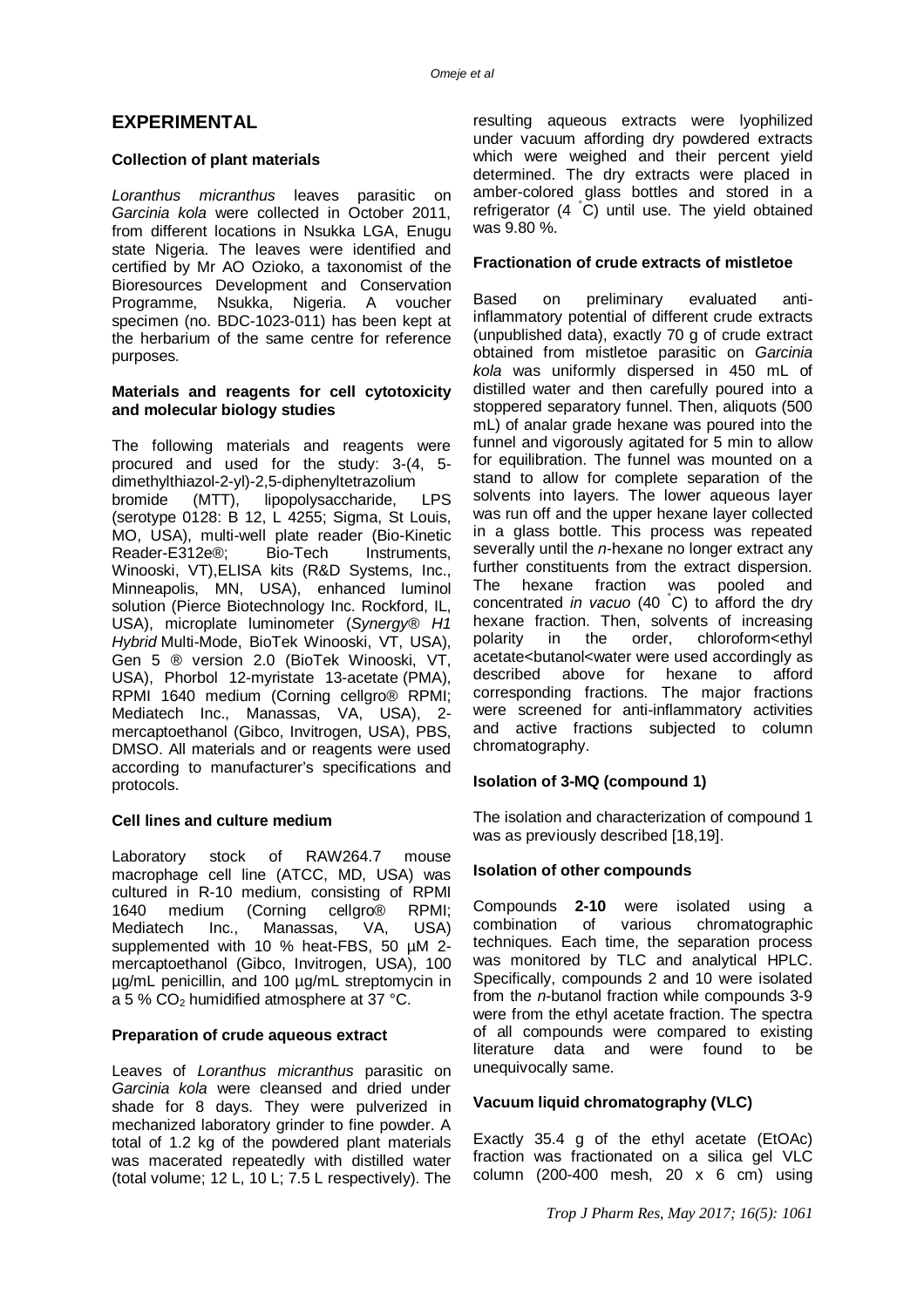## EXPERIMENTAL

### Collection of plant materials

*Loranthus micranthus* leaves parasitic on *Garcinia kola* were collected in October 2011, from different locations in Nsukka LGA, Enugu state Nigeria. The leaves were identified and certified by Mr AO Ozioko, a taxonomist of the Bioresources Development and Conservation Programme, Nsukka, Nigeria. A voucher specimen (no. BDC-1023-011) has been kept at the herbarium of the same centre for reference purposes.

### Materials and reagents for cell cytotoxicity and molecular biology studies

The following materials and reagents were procured and used for the study: 3-(4, 5-dimethylthiazol-2-yl)-2,5-diphenyltetrazolium bromide (MTT), lipopolysaccharide, LPS (serotype 0128: B 12, L 4255; Sigma, St Louis, MO, USA), multi-well plate reader (Bio-Kinetic Reader-E312e®; Bio-Tech Instruments, Winooski, VT),ELISA kits (R&D Systems, Inc., Minneapolis, MN, USA), enhanced luminol solution (Pierce Biotechnology Inc. Rockford, IL, USA), microplate luminometer (*Synergy® H1 Hybrid* Multi-Mode, BioTek Winooski, VT, USA), Gen 5 ® version 2.0 (BioTek Winooski, VT, USA), Phorbol 12-myristate 13-acetate (PMA), RPMI 1640 medium (Corning cellgro® RPMI; Mediatech Inc., Manassas, VA, USA), 2-mercaptoethanol (Gibco, Invitrogen, USA), PBS, DMSO. All materials and or reagents were used according to manufacturer's specifications and protocols.

### Cell lines and culture medium

Laboratory stock of RAW264.7 mouse macrophage cell line (ATCC, MD, USA) was cultured in R-10 medium, consisting of RPMI 1640 medium (Corning cellgro® RPMI; Mediatech Inc., Manassas, VA, USA) supplemented with 10 % heat-FBS, 50 µM 2-mercaptoethanol (Gibco, Invitrogen, USA), 100 µg/mL penicillin, and 100 µg/mL streptomycin in a 5 % $CO_2$ humidified atmosphere at 37 °C.

### Preparation of crude aqueous extract

Leaves of *Loranthus micranthus* parasitic on *Garcinia kola* were cleansed and dried under shade for 8 days. They were pulverized in mechanized laboratory grinder to fine powder. A total of 1.2 kg of the powdered plant materials was macerated repeatedly with distilled water (total volume; 12 L, 10 L; 7.5 L respectively). The resulting aqueous extracts were lyophilized under vacuum affording dry powdered extracts which were weighed and their percent yield determined. The dry extracts were placed in amber-colored glass bottles and stored in a refrigerator (4 °C) until use. The yield obtained was 9.80 %.

### Fractionation of crude extracts of mistletoe

Based on preliminary evaluated anti-inflammatory potential of different crude extracts (unpublished data), exactly 70 g of crude extract obtained from mistletoe parasitic on *Garcinia kola* was uniformly dispersed in 450 mL of distilled water and then carefully poured into a stoppered separatory funnel. Then, aliquots (500 mL) of analar grade hexane was poured into the funnel and vigorously agitated for 5 min to allow for equilibration. The funnel was mounted on a stand to allow for complete separation of the solvents into layers. The lower aqueous layer was run off and the upper hexane layer collected in a glass bottle. This process was repeated severally until the *n*-hexane no longer extract any further constituents from the extract dispersion. The hexane fraction was pooled and concentrated *in vacuo* (40 °C) to afford the dry hexane fraction. Then, solvents of increasing polarity in the order, chloroform<ethyl acetate<butanol<water were used accordingly as described above for hexane to afford corresponding fractions. The major fractions were screened for anti-inflammatory activities and active fractions subjected to column chromatography.

### Isolation of 3-MQ (compound 1)

The isolation and characterization of compound 1 was as previously described [18,19].

### Isolation of other compounds

Compounds **2-10** were isolated using a combination of various chromatographic techniques. Each time, the separation process was monitored by TLC and analytical HPLC. Specifically, compounds 2 and 10 were isolated from the *n*-butanol fraction while compounds 3-9 were from the ethyl acetate fraction. The spectra of all compounds were compared to existing literature data and were found to be unequivocally same.

### Vacuum liquid chromatography (VLC)

Exactly 35.4 g of the ethyl acetate (EtOAc) fraction was fractionated on a silica gel VLC column (200-400 mesh, 20 x 6 cm) using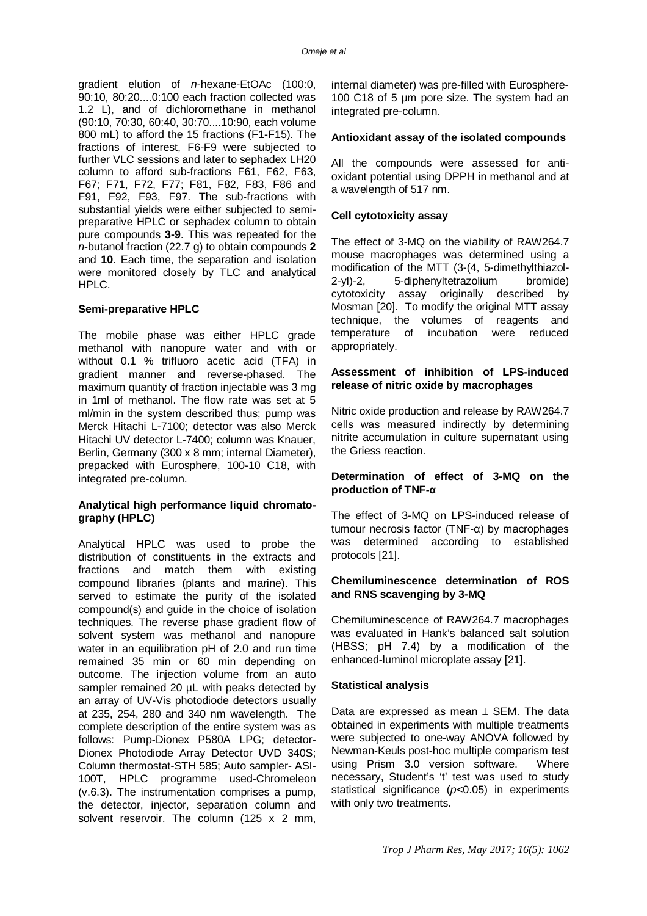gradient elution of *n*-hexane-EtOAc (100:0, 90:10, 80:20....0:100 each fraction collected was 1.2 L), and of dichloromethane in methanol (90:10, 70:30, 60:40, 30:70....10:90, each volume 800 mL) to afford the 15 fractions (F1-F15). The fractions of interest, F6-F9 were subjected to further VLC sessions and later to sephadex LH20 column to afford sub-fractions F61, F62, F63, F67; F71, F72, F77; F81, F82, F83, F86 and F91, F92, F93, F97. The sub-fractions with substantial yields were either subjected to semi-preparative HPLC or sephadex column to obtain pure compounds **3-9**. This was repeated for the *n*-butanol fraction (22.7 g) to obtain compounds **2** and **10**. Each time, the separation and isolation were monitored closely by TLC and analytical HPLC.

#### Semi-preparative HPLC

The mobile phase was either HPLC grade methanol with nanopure water and with or without 0.1 % trifluoro acetic acid (TFA) in gradient manner and reverse-phased. The maximum quantity of fraction injectable was 3 mg in 1ml of methanol. The flow rate was set at 5 ml/min in the system described thus; pump was Merck Hitachi L-7100; detector was also Merck Hitachi UV detector L-7400; column was Knauer, Berlin, Germany (300 x 8 mm; internal Diameter), prepacked with Eurosphere, 100-10 C18, with integrated pre-column.

#### Analytical high performance liquid chromatography (HPLC)

Analytical HPLC was used to probe the distribution of constituents in the extracts and fractions and match them with existing compound libraries (plants and marine). This served to estimate the purity of the isolated compound(s) and guide in the choice of isolation techniques. The reverse phase gradient flow of solvent system was methanol and nanopure water in an equilibration pH of 2.0 and run time remained 35 min or 60 min depending on outcome. The injection volume from an auto sampler remained 20 µL with peaks detected by an array of UV-Vis photodiode detectors usually at 235, 254, 280 and 340 nm wavelength. The complete description of the entire system was as follows: Pump-Dionex P580A LPG; detector-Dionex Photodiode Array Detector UVD 340S; Column thermostat-STH 585; Auto sampler- ASI-100T, HPLC programme used-Chromeleon (v.6.3). The instrumentation comprises a pump, the detector, injector, separation column and solvent reservoir. The column (125 x 2 mm, internal diameter) was pre-filled with Eurosphere-100 C18 of 5 µm pore size. The system had an integrated pre-column.

#### Antioxidant assay of the isolated compounds

All the compounds were assessed for anti-oxidant potential using DPPH in methanol and at a wavelength of 517 nm.

#### Cell cytotoxicity assay

The effect of 3-MQ on the viability of RAW264.7 mouse macrophages was determined using a modification of the MTT (3-(4, 5-dimethylthiazol-2-yl)-2, 5-diphenyltetrazolium bromide) cytotoxicity assay originally described by Mosman [20]. To modify the original MTT assay technique, the volumes of reagents and temperature of incubation were reduced appropriately.

#### Assessment of inhibition of LPS-induced release of nitric oxide by macrophages

Nitric oxide production and release by RAW264.7 cells was measured indirectly by determining nitrite accumulation in culture supernatant using the Griess reaction.

#### Determination of effect of 3-MQ on the production of TNF-α

The effect of 3-MQ on LPS-induced release of tumour necrosis factor (TNF-α) by macrophages was determined according to established protocols [21].

#### Chemiluminescence determination of ROS and RNS scavenging by 3-MQ

Chemiluminescence of RAW264.7 macrophages was evaluated in Hank's balanced salt solution (HBSS; pH 7.4) by a modification of the enhanced-luminol microplate assay [21].

#### Statistical analysis

Data are expressed as mean ± SEM. The data obtained in experiments with multiple treatments were subjected to one-way ANOVA followed by Newman-Keuls post-hoc multiple comparism test using Prism 3.0 version software. Where necessary, Student's 't' test was used to study statistical significance ($p<0.05$) in experiments with only two treatments.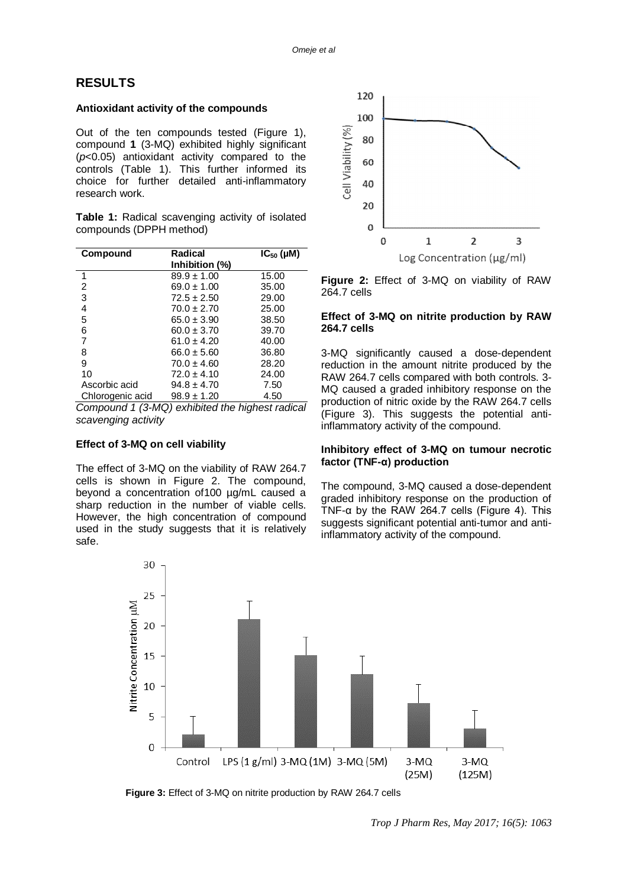## RESULTS

### Antioxidant activity of the compounds

Out of the ten compounds tested (Figure 1), compound **1** (3-MQ) exhibited highly significant ($p<0.05$) antioxidant activity compared to the controls (Table 1). This further informed its choice for further detailed anti-inflammatory research work.

**Table 1:** Radical scavenging activity of isolated compounds (DPPH method)

| Compound | Radical Inhibition (%) | $IC_{50}$ (µM) |
|---|---|---|
| 1 | 89.9 ± 1.00 | 15.00 |
| 2 | 69.0 ± 1.00 | 35.00 |
| 3 | 72.5 ± 2.50 | 29.00 |
| 4 | 70.0 ± 2.70 | 25.00 |
| 5 | 65.0 ± 3.90 | 38.50 |
| 6 | 60.0 ± 3.70 | 39.70 |
| 7 | 61.0 ± 4.20 | 40.00 |
| 8 | 66.0 ± 5.60 | 36.80 |
| 9 | 70.0 ± 4.60 | 28.20 |
| 10 | 72.0 ± 4.10 | 24.00 |
| Ascorbic acid | 94.8 ± 4.70 | 7.50 |
| Chlorogenic acid | 98.9 ± 1.20 | 4.50 |

*Compound 1 (3-MQ) exhibited the highest radical scavenging activity*

### Effect of 3-MQ on cell viability

The effect of 3-MQ on the viability of RAW 264.7 cells is shown in Figure 2. The compound, beyond a concentration of100 µg/mL caused a sharp reduction in the number of viable cells. However, the high concentration of compound used in the study suggests that it is relatively safe.

**Figure 2:** Effect of 3-MQ on viability of RAW 264.7 cells

### Effect of 3-MQ on nitrite production by RAW 264.7 cells

3-MQ significantly caused a dose-dependent reduction in the amount nitrite produced by the RAW 264.7 cells compared with both controls. 3-MQ caused a graded inhibitory response on the production of nitric oxide by the RAW 264.7 cells (Figure 3). This suggests the potential anti-inflammatory activity of the compound.

### Inhibitory effect of 3-MQ on tumour necrotic factor (TNF-α) production

The compound, 3-MQ caused a dose-dependent graded inhibitory response on the production of TNF-α by the RAW 264.7 cells (Figure 4). This suggests significant potential anti-tumor and anti-inflammatory activity of the compound.

**Figure 3:** Effect of 3-MQ on nitrite production by RAW 264.7 cells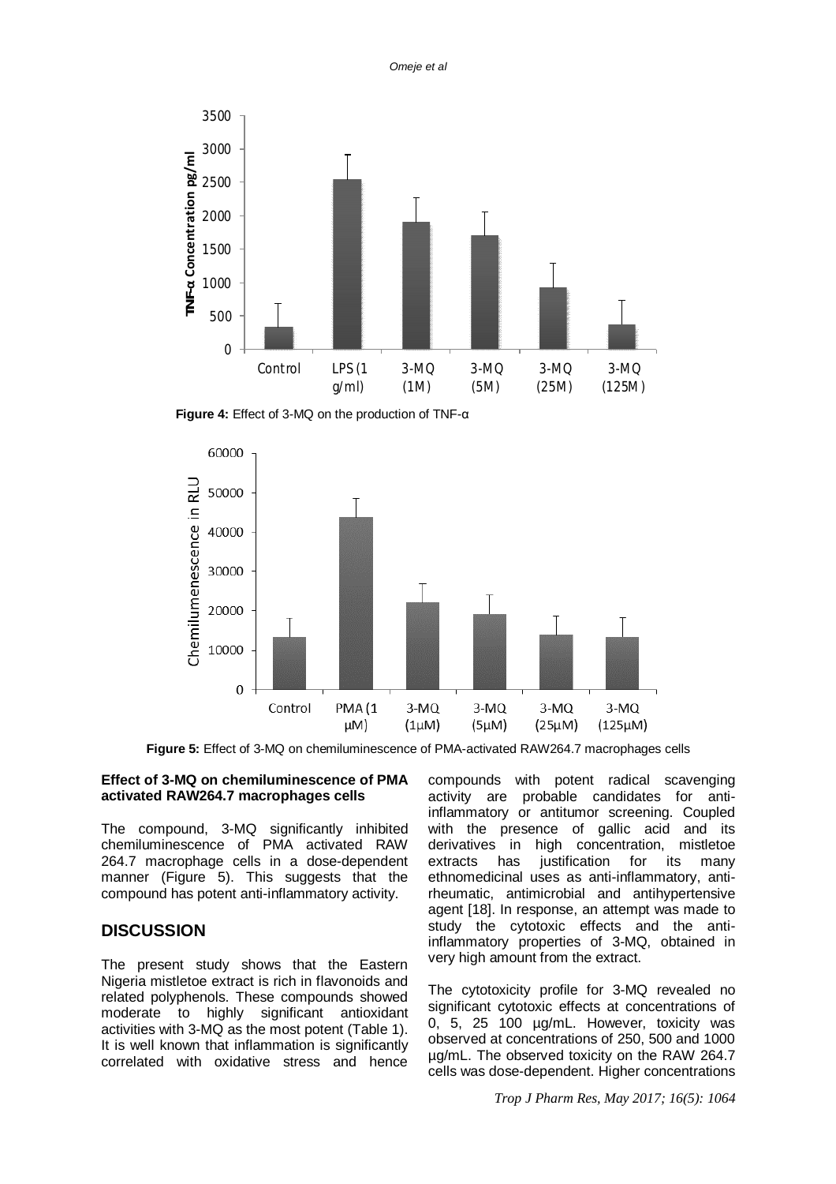Figure 4: Effect of 3-MQ on the production of TNF-α

Figure 5: Effect of 3-MQ on chemiluminescence of PMA-activated RAW264.7 macrophages cells

**Effect of 3-MQ on chemiluminescence of PMA activated RAW264.7 macrophages cells**

The compound, 3-MQ significantly inhibited chemiluminescence of PMA activated RAW 264.7 macrophage cells in a dose-dependent manner (Figure 5). This suggests that the compound has potent anti-inflammatory activity.

## DISCUSSION

The present study shows that the Eastern Nigeria mistletoe extract is rich in flavonoids and related polyphenols. These compounds showed moderate to highly significant antioxidant activities with 3-MQ as the most potent (Table 1). It is well known that inflammation is significantly correlated with oxidative stress and hence compounds with potent radical scavenging activity are probable candidates for anti-inflammatory or antitumor screening. Coupled with the presence of gallic acid and its derivatives in high concentration, mistletoe extracts has justification for its many ethnomedicinal uses as anti-inflammatory, anti-rheumatic, antimicrobial and antihypertensive agent [18]. In response, an attempt was made to study the cytotoxic effects and the anti-inflammatory properties of 3-MQ, obtained in very high amount from the extract.

The cytotoxicity profile for 3-MQ revealed no significant cytotoxic effects at concentrations of 0, 5, 25 100 µg/mL. However, toxicity was observed at concentrations of 250, 500 and 1000 µg/mL. The observed toxicity on the RAW 264.7 cells was dose-dependent. Higher concentrations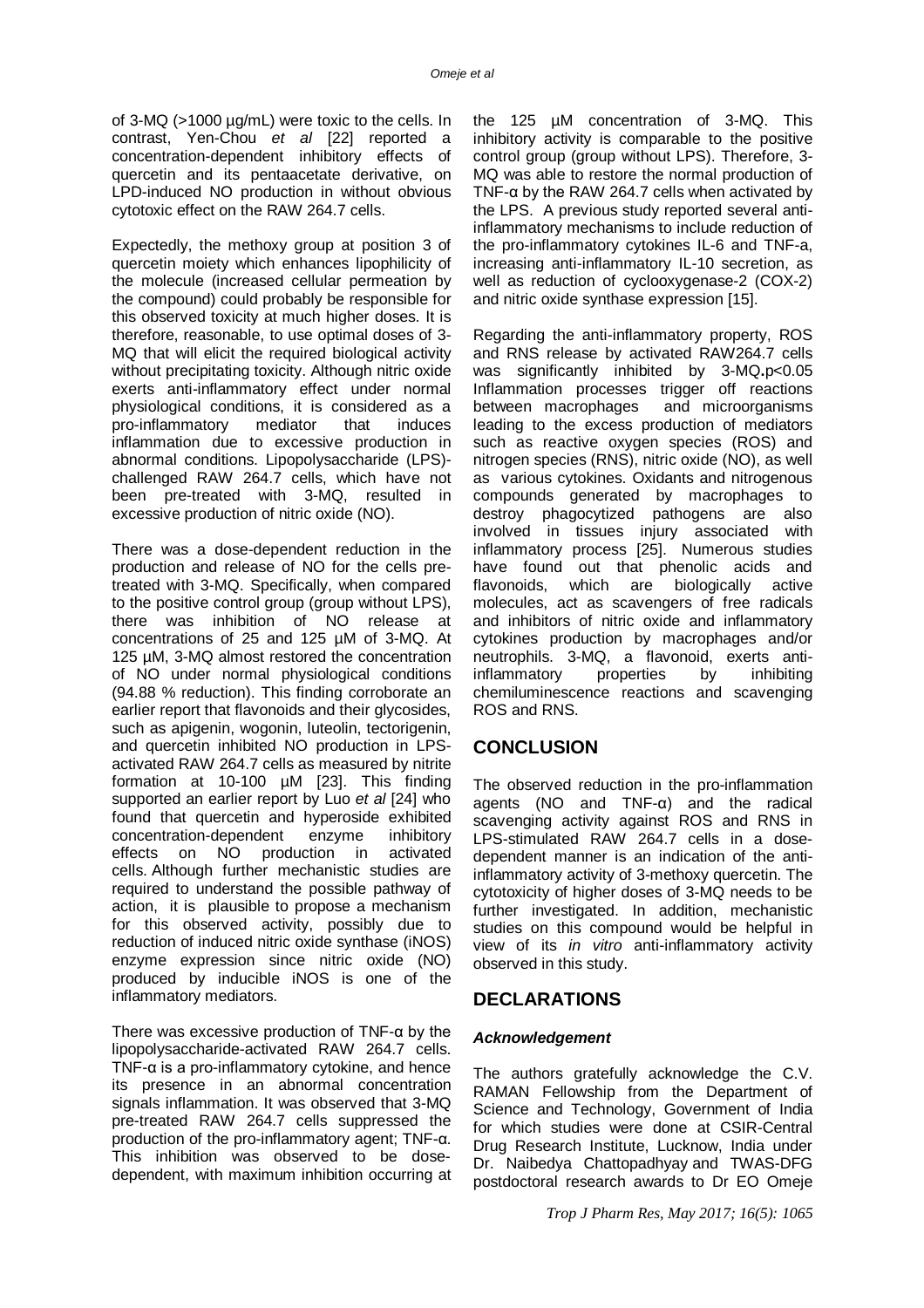of 3-MQ (>1000 µg/mL) were toxic to the cells. In contrast, Yen-Chou *et al* [22] reported a concentration-dependent inhibitory effects of quercetin and its pentaacetate derivative, on LPD-induced NO production in without obvious cytotoxic effect on the RAW 264.7 cells.

Expectedly, the methoxy group at position 3 of quercetin moiety which enhances lipophilicity of the molecule (increased cellular permeation by the compound) could probably be responsible for this observed toxicity at much higher doses. It is therefore, reasonable, to use optimal doses of 3-MQ that will elicit the required biological activity without precipitating toxicity. Although nitric oxide exerts anti-inflammatory effect under normal physiological conditions, it is considered as a pro-inflammatory mediator that induces inflammation due to excessive production in abnormal conditions. Lipopolysaccharide (LPS)-challenged RAW 264.7 cells, which have not been pre-treated with 3-MQ, resulted in excessive production of nitric oxide (NO).

There was a dose-dependent reduction in the production and release of NO for the cells pre-treated with 3-MQ. Specifically, when compared to the positive control group (group without LPS), there was inhibition of NO release at concentrations of 25 and 125 µM of 3-MQ. At 125 µM, 3-MQ almost restored the concentration of NO under normal physiological conditions (94.88 % reduction). This finding corroborate an earlier report that flavonoids and their glycosides, such as apigenin, wogonin, luteolin, tectorigenin, and quercetin inhibited NO production in LPS-activated RAW 264.7 cells as measured by nitrite formation at 10-100 µM [23]. This finding supported an earlier report by Luo *et al* [24] who found that quercetin and hyperoside exhibited concentration-dependent enzyme inhibitory effects on NO production in activated cells. Although further mechanistic studies are required to understand the possible pathway of action, it is plausible to propose a mechanism for this observed activity, possibly due to reduction of induced nitric oxide synthase (iNOS) enzyme expression since nitric oxide (NO) produced by inducible iNOS is one of the inflammatory mediators.

There was excessive production of TNF-α by the lipopolysaccharide-activated RAW 264.7 cells. TNF-α is a pro-inflammatory cytokine, and hence its presence in an abnormal concentration signals inflammation. It was observed that 3-MQ pre-treated RAW 264.7 cells suppressed the production of the pro-inflammatory agent; TNF-α. This inhibition was observed to be dose-dependent, with maximum inhibition occurring at the 125 µM concentration of 3-MQ. This inhibitory activity is comparable to the positive control group (group without LPS). Therefore, 3-MQ was able to restore the normal production of TNF-α by the RAW 264.7 cells when activated by the LPS. A previous study reported several anti-inflammatory mechanisms to include reduction of the pro-inflammatory cytokines IL-6 and TNF-a, increasing anti-inflammatory IL-10 secretion, as well as reduction of cyclooxygenase-2 (COX-2) and nitric oxide synthase expression [15].

Regarding the anti-inflammatory property, ROS and RNS release by activated RAW264.7 cells was significantly inhibited by 3-MQ. $p<0.05$ Inflammation processes trigger off reactions between macrophages and microorganisms leading to the excess production of mediators such as reactive oxygen species (ROS) and nitrogen species (RNS), nitric oxide (NO), as well as various cytokines. Oxidants and nitrogenous compounds generated by macrophages to destroy phagocytized pathogens are also involved in tissues injury associated with inflammatory process [25]. Numerous studies have found out that phenolic acids and flavonoids, which are biologically active molecules, act as scavengers of free radicals and inhibitors of nitric oxide and inflammatory cytokines production by macrophages and/or neutrophils. 3-MQ, a flavonoid, exerts anti-inflammatory properties by inhibiting chemiluminescence reactions and scavenging ROS and RNS.

## CONCLUSION

The observed reduction in the pro-inflammation agents (NO and TNF-α) and the radical scavenging activity against ROS and RNS in LPS-stimulated RAW 264.7 cells in a dose-dependent manner is an indication of the anti-inflammatory activity of 3-methoxy quercetin. The cytotoxicity of higher doses of 3-MQ needs to be further investigated. In addition, mechanistic studies on this compound would be helpful in view of its *in vitro* anti-inflammatory activity observed in this study.

## DECLARATIONS

### *Acknowledgement*

The authors gratefully acknowledge the C.V. RAMAN Fellowship from the Department of Science and Technology, Government of India for which studies were done at CSIR-Central Drug Research Institute, Lucknow, India under Dr. Naibedya Chattopadhyay and TWAS-DFG postdoctoral research awards to Dr EO Omeje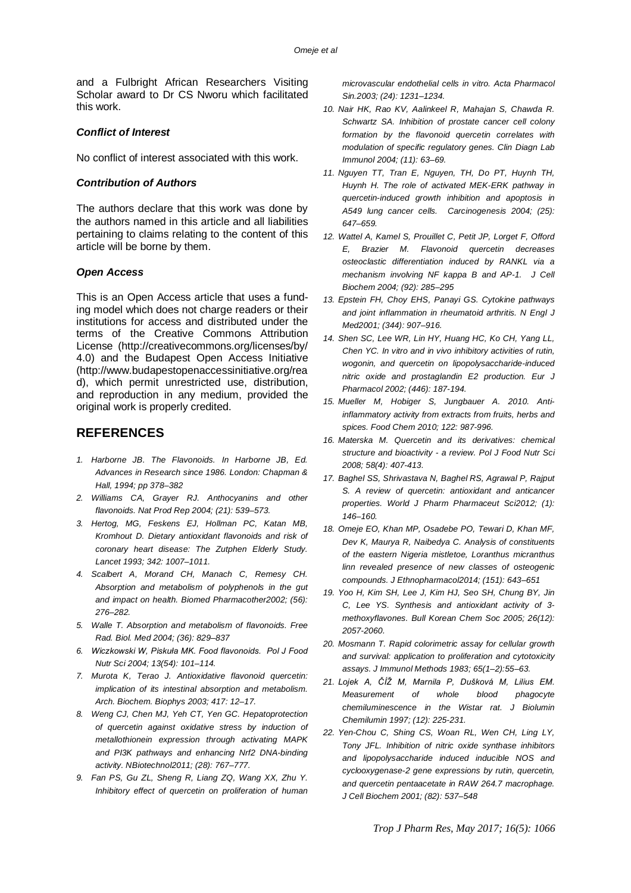and a Fulbright African Researchers Visiting Scholar award to Dr CS Nworu which facilitated this work.

### *Conflict of Interest*

No conflict of interest associated with this work.

### *Contribution of Authors*

The authors declare that this work was done by the authors named in this article and all liabilities pertaining to claims relating to the content of this article will be borne by them.

### *Open Access*

This is an Open Access article that uses a funding model which does not charge readers or their institutions for access and distributed under the terms of the Creative Commons Attribution License (http://creativecommons.org/licenses/by/4.0) and the Budapest Open Access Initiative (http://www.budapestopenaccessinitiative.org/read), which permit unrestricted use, distribution, and reproduction in any medium, provided the original work is properly credited.

## REFERENCES

1. *Harborne JB. The Flavonoids. In Harborne JB, Ed. Advances in Research since 1986. London: Chapman & Hall, 1994; pp 378–382*
2. *Williams CA, Grayer RJ. Anthocyanins and other flavonoids. Nat Prod Rep 2004; (21): 539–573.*
3. *Hertog, MG, Feskens EJ, Hollman PC, Katan MB, Kromhout D. Dietary antioxidant flavonoids and risk of coronary heart disease: The Zutphen Elderly Study. Lancet 1993; 342: 1007–1011.*
4. *Scalbert A, Morand CH, Manach C, Remesy CH. Absorption and metabolism of polyphenols in the gut and impact on health. Biomed Pharmacother2002; (56): 276–282.*
5. *Walle T. Absorption and metabolism of flavonoids. Free Rad. Biol. Med 2004; (36): 829–837*
6. *Wiczkowski W, Piskuła MK. Food flavonoids. Pol J Food Nutr Sci 2004; 13(54): 101–114.*
7. *Murota K, Terao J. Antioxidative flavonoid quercetin: implication of its intestinal absorption and metabolism. Arch. Biochem. Biophys 2003; 417: 12–17.*
8. *Weng CJ, Chen MJ, Yeh CT, Yen GC. Hepatoprotection of quercetin against oxidative stress by induction of metallothionein expression through activating MAPK and PI3K pathways and enhancing Nrf2 DNA-binding activity. NBiotechnol2011; (28): 767–777.*
9. *Fan PS, Gu ZL, Sheng R, Liang ZQ, Wang XX, Zhu Y. Inhibitory effect of quercetin on proliferation of human microvascular endothelial cells in vitro. Acta Pharmacol Sin.2003; (24): 1231–1234.*
10. *Nair HK, Rao KV, Aalinkeel R, Mahajan S, Chawda R. Schwartz SA. Inhibition of prostate cancer cell colony formation by the flavonoid quercetin correlates with modulation of specific regulatory genes. Clin Diagn Lab Immunol 2004; (11): 63–69.*
11. *Nguyen TT, Tran E, Nguyen, TH, Do PT, Huynh TH, Huynh H. The role of activated MEK-ERK pathway in quercetin-induced growth inhibition and apoptosis in A549 lung cancer cells. Carcinogenesis 2004; (25): 647–659.*
12. *Wattel A, Kamel S, Prouillet C, Petit JP, Lorget F, Offord E, Brazier M. Flavonoid quercetin decreases osteoclastic differentiation induced by RANKL via a mechanism involving NF kappa B and AP-1. J Cell Biochem 2004; (92): 285–295*
13. *Epstein FH, Choy EHS, Panayi GS. Cytokine pathways and joint inflammation in rheumatoid arthritis. N Engl J Med2001; (344): 907–916.*
14. *Shen SC, Lee WR, Lin HY, Huang HC, Ko CH, Yang LL, Chen YC. In vitro and in vivo inhibitory activities of rutin, wogonin, and quercetin on lipopolysaccharide-induced nitric oxide and prostaglandin E2 production. Eur J Pharmacol 2002; (446): 187-194.*
15. *Mueller M, Hobiger S, Jungbauer A. 2010. Anti-inflammatory activity from extracts from fruits, herbs and spices. Food Chem 2010; 122: 987-996.*
16. *Materska M. Quercetin and its derivatives: chemical structure and bioactivity - a review. Pol J Food Nutr Sci 2008; 58(4): 407-413.*
17. *Baghel SS, Shrivastava N, Baghel RS, Agrawal P, Rajput S. A review of quercetin: antioxidant and anticancer properties. World J Pharm Pharmaceut Sci2012; (1): 146–160.*
18. *Omeje EO, Khan MP, Osadebe PO, Tewari D, Khan MF, Dev K, Maurya R, Naibedya C. Analysis of constituents of the eastern Nigeria mistletoe, Loranthus micranthus linn revealed presence of new classes of osteogenic compounds. J Ethnopharmacol2014; (151): 643–651*
19. *Yoo H, Kim SH, Lee J, Kim HJ, Seo SH, Chung BY, Jin C, Lee YS. Synthesis and antioxidant activity of 3-methoxyflavones. Bull Korean Chem Soc 2005; 26(12): 2057-2060.*
20. *Mosmann T. Rapid colorimetric assay for cellular growth and survival: application to proliferation and cytotoxicity assays. J Immunol Methods 1983; 65(1–2):55–63.*
21. *Lojek A, ČÍŽ M, Marnila P, Dušková M, Lilius EM. Measurement of whole blood phagocyte chemiluminescence in the Wistar rat. J Biolumin Chemilumin 1997; (12): 225-231.*
22. *Yen-Chou C, Shing CS, Woan RL, Wen CH, Ling LY, Tony JFL. Inhibition of nitric oxide synthase inhibitors and lipopolysaccharide induced inducible NOS and cyclooxygenase-2 gene expressions by rutin, quercetin, and quercetin pentaacetate in RAW 264.7 macrophage. J Cell Biochem 2001; (82): 537–548*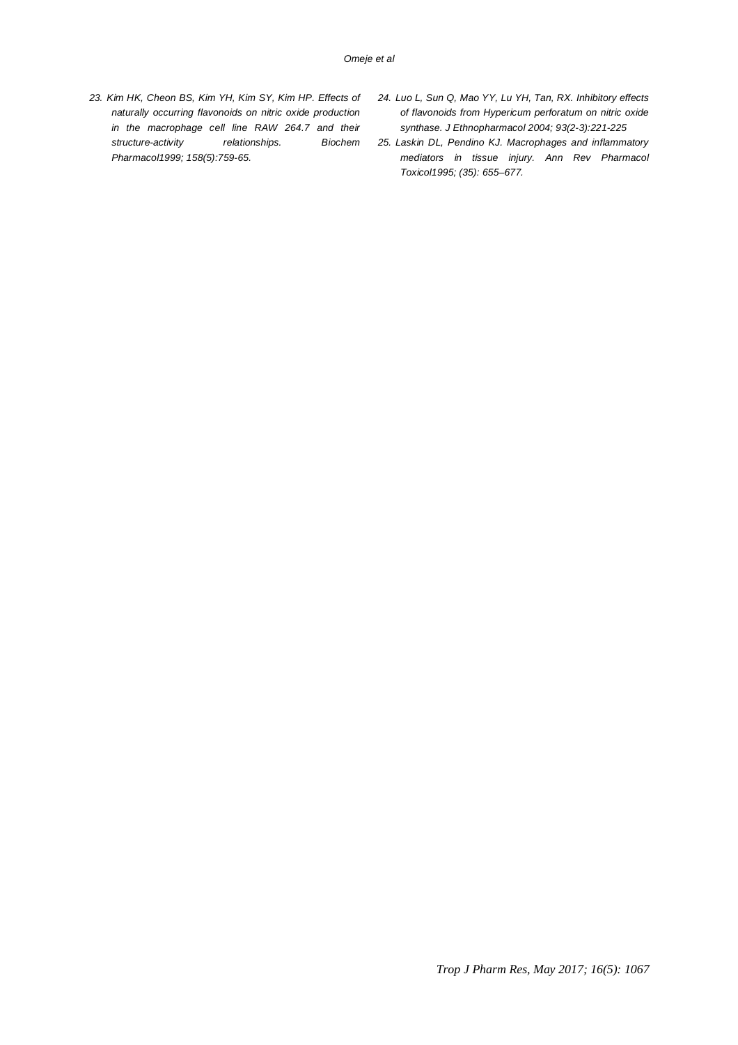23. *Kim HK, Cheon BS, Kim YH, Kim SY, Kim HP. Effects of naturally occurring flavonoids on nitric oxide production in the macrophage cell line RAW 264.7 and their structure-activity relationships. Biochem Pharmacol1999; 158(5):759-65.*
24. *Luo L, Sun Q, Mao YY, Lu YH, Tan, RX. Inhibitory effects of flavonoids from Hypericum perforatum on nitric oxide synthase. J Ethnopharmacol 2004; 93(2-3):221-225*
25. *Laskin DL, Pendino KJ. Macrophages and inflammatory mediators in tissue injury. Ann Rev Pharmacol Toxicol1995; (35): 655–677.*